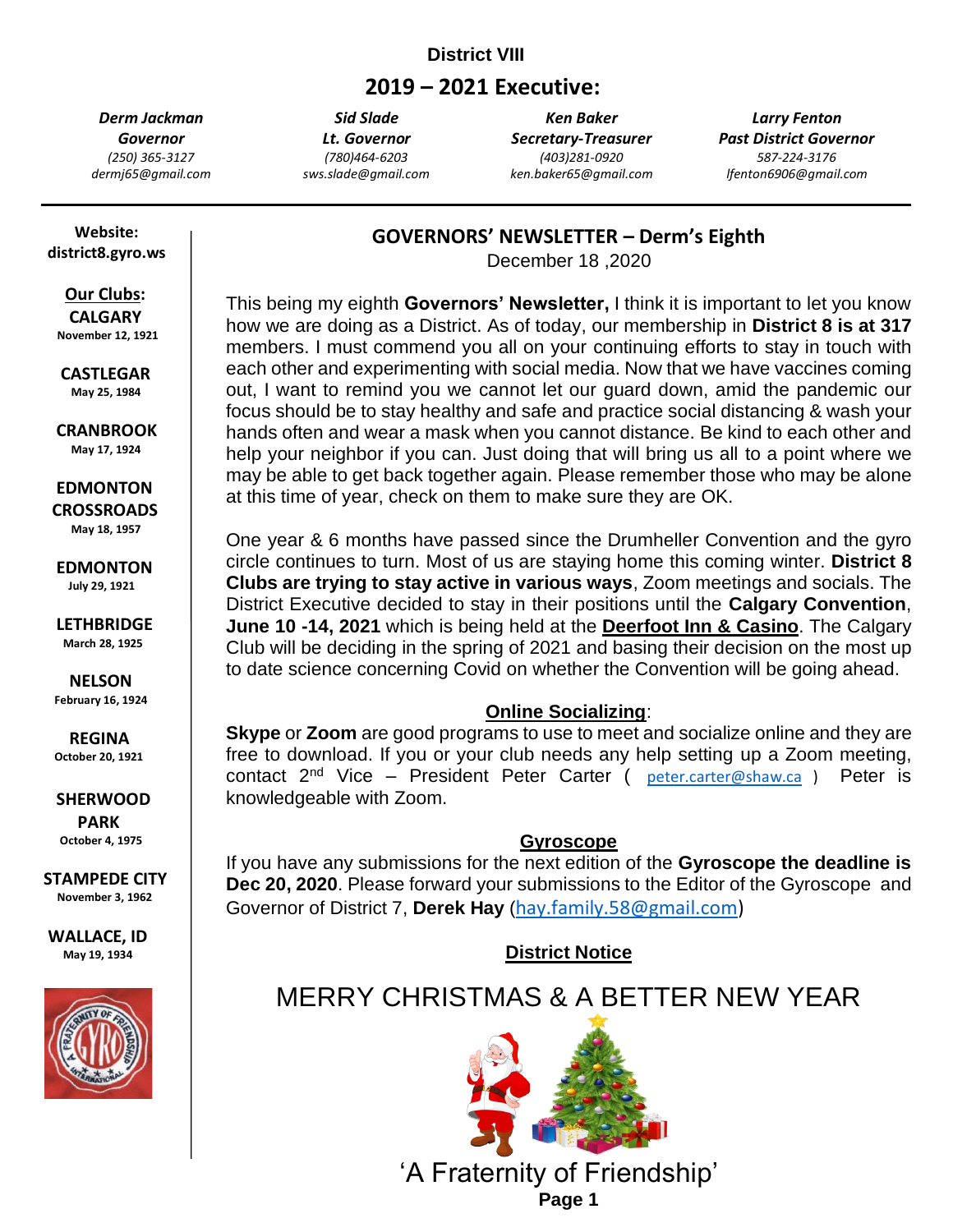**District VIII**

## 2019 – 2021 Executive:

| *Derm Jackman* | *Sid Slade* | *Ken Baker* | *Larry Fenton* |
|---|---|---|---|
| ***Governor*** | ***Lt. Governor*** | ***Secretary-Treasurer*** | ***Past District Governor*** |
| *(250) 365-3127* | *(780)464-6203* | *(403)281-0920* | *587-224-3176* |
| *dermj65@gmail.com* | *sws.slade@gmail.com* | *ken.baker65@gmail.com* | *lfenton6906@gmail.com* |

**Website:**
**district8.gyro.ws**

**Our Clubs:**

**CALGARY**
November 12, 1921

**CASTLEGAR**
May 25, 1984

**CRANBROOK**
May 17, 1924

**EDMONTON CROSSROADS**
May 18, 1957

**EDMONTON**
July 29, 1921

**LETHBRIDGE**
March 28, 1925

**NELSON**
February 16, 1924

**REGINA**
October 20, 1921

**SHERWOOD PARK**
October 4, 1975

**STAMPEDE CITY**
November 3, 1962

**WALLACE, ID**
May 19, 1934

# GOVERNORS' NEWSLETTER – Derm's Eighth

December 18 ,2020

This being my eighth **Governors' Newsletter,** I think it is important to let you know how we are doing as a District. As of today, our membership in **District 8 is at 317** members. I must commend you all on your continuing efforts to stay in touch with each other and experimenting with social media. Now that we have vaccines coming out, I want to remind you we cannot let our guard down, amid the pandemic our focus should be to stay healthy and safe and practice social distancing & wash your hands often and wear a mask when you cannot distance. Be kind to each other and help your neighbor if you can. Just doing that will bring us all to a point where we may be able to get back together again. Please remember those who may be alone at this time of year, check on them to make sure they are OK.

One year & 6 months have passed since the Drumheller Convention and the gyro circle continues to turn. Most of us are staying home this coming winter. **District 8 Clubs are trying to stay active in various ways**, Zoom meetings and socials. The District Executive decided to stay in their positions until the **Calgary Convention**, **June 10 -14, 2021** which is being held at the **Deerfoot Inn & Casino**. The Calgary Club will be deciding in the spring of 2021 and basing their decision on the most up to date science concerning Covid on whether the Convention will be going ahead.

## Online Socializing:

**Skype** or **Zoom** are good programs to use to meet and socialize online and they are free to download. If you or your club needs any help setting up a Zoom meeting, contact 2nd Vice – President Peter Carter ( peter.carter@shaw.ca ) Peter is knowledgeable with Zoom.

## Gyroscope

If you have any submissions for the next edition of the **Gyroscope the deadline is Dec 20, 2020**. Please forward your submissions to the Editor of the Gyroscope and Governor of District 7, **Derek Hay** (hay.family.58@gmail.com)

## District Notice

MERRY CHRISTMAS & A BETTER NEW YEAR

'A Fraternity of Friendship'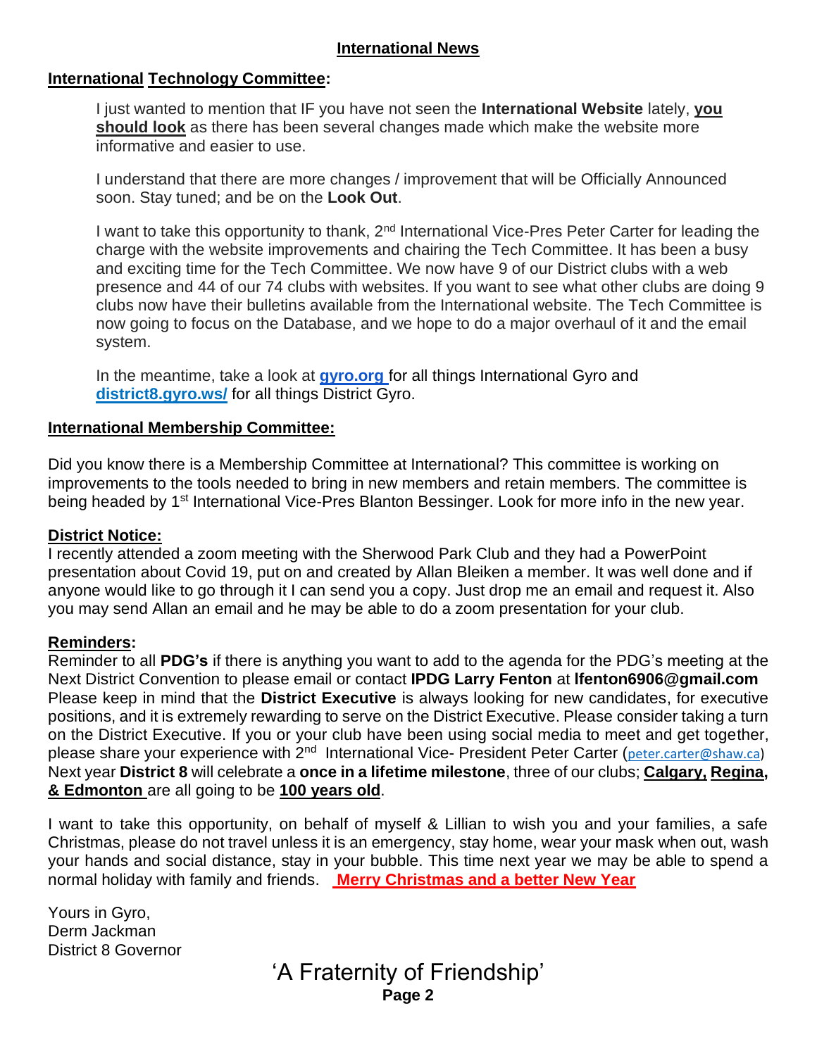## International News

### International Technology Committee:

I just wanted to mention that IF you have not seen the **International Website** lately, **you should look** as there has been several changes made which make the website more informative and easier to use.

I understand that there are more changes / improvement that will be Officially Announced soon. Stay tuned; and be on the **Look Out**.

I want to take this opportunity to thank, 2nd International Vice-Pres Peter Carter for leading the charge with the website improvements and chairing the Tech Committee. It has been a busy and exciting time for the Tech Committee. We now have 9 of our District clubs with a web presence and 44 of our 74 clubs with websites. If you want to see what other clubs are doing 9 clubs now have their bulletins available from the International website. The Tech Committee is now going to focus on the Database, and we hope to do a major overhaul of it and the email system.

In the meantime, take a look at **gyro.org** for all things International Gyro and **district8.gyro.ws/** for all things District Gyro.

### International Membership Committee:

Did you know there is a Membership Committee at International? This committee is working on improvements to the tools needed to bring in new members and retain members. The committee is being headed by 1st International Vice-Pres Blanton Bessinger. Look for more info in the new year.

### District Notice:

I recently attended a zoom meeting with the Sherwood Park Club and they had a PowerPoint presentation about Covid 19, put on and created by Allan Bleiken a member. It was well done and if anyone would like to go through it I can send you a copy. Just drop me an email and request it. Also you may send Allan an email and he may be able to do a zoom presentation for your club.

### Reminders:

Reminder to all **PDG's** if there is anything you want to add to the agenda for the PDG's meeting at the Next District Convention to please email or contact **IPDG Larry Fenton** at **lfenton6906@gmail.com**
Please keep in mind that the **District Executive** is always looking for new candidates, for executive positions, and it is extremely rewarding to serve on the District Executive. Please consider taking a turn on the District Executive. If you or your club have been using social media to meet and get together, please share your experience with 2nd International Vice- President Peter Carter (peter.carter@shaw.ca)
Next year **District 8** will celebrate a **once in a lifetime milestone**, three of our clubs; **Calgary, Regina, & Edmonton** are all going to be **100 years old**.

I want to take this opportunity, on behalf of myself & Lillian to wish you and your families, a safe Christmas, please do not travel unless it is an emergency, stay home, wear your mask when out, wash your hands and social distance, stay in your bubble. This time next year we may be able to spend a normal holiday with family and friends. **Merry Christmas and a better New Year**

Yours in Gyro,
Derm Jackman
District 8 Governor

'A Fraternity of Friendship'